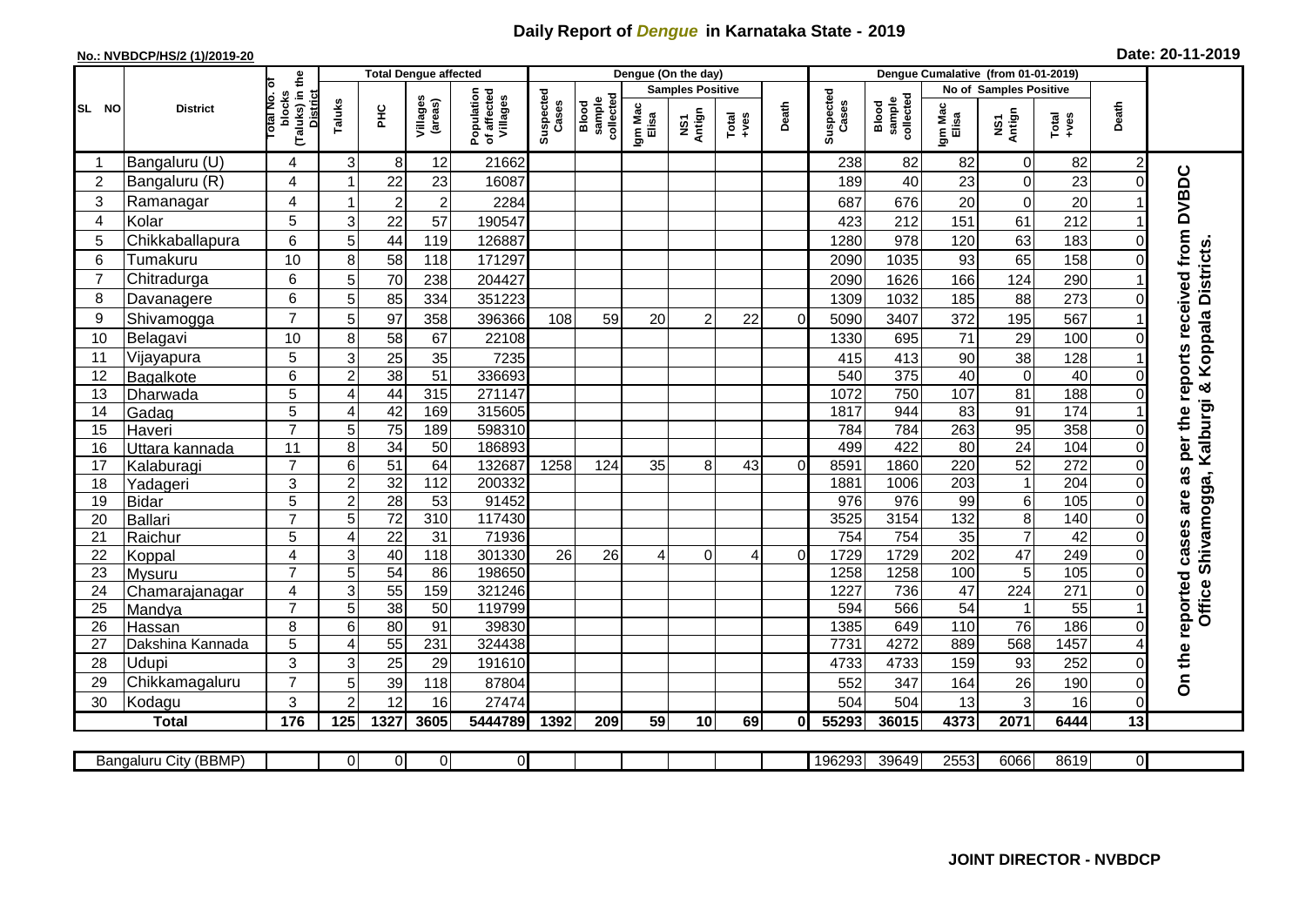# Daily Report of *Dengue* in Karnataka State - 2019

**No.: NVBDCP/HS/2 (1)/2019-20**

**Date: 20-11-2019**

| SL NO | District | Total No. of blocks (Taluks) in the District | Total Dengue affected | | | | Dengue (On the day) | | | | | | | Dengue Cumalative (from 01-01-2019) | | | | | | | |
|---|---|---|---|---|---|---|---|---|---|---|---|---|---|---|---|---|---|---|---|---|
| | | | Taluks | PHC | Villages (areas) | Population of affected Villages | Suspected Cases | Blood sample collected | Samples Positive | | | Death | Suspected Cases | Blood sample collected | No of Samples Positive | | | Death | |
| | | | | | | | | | Igm Mac Elisa | NS1 Antign | Total +ves | | | | Igm Mac Elisa | NS1 Antign | Total +ves | | |
| 1 | Bangaluru (U) | 4 | 3 | 8 | 12 | 21662 | | | | | | | 238 | 82 | 82 | 0 | 82 | 2 | On the reported cases are as per the reports received from DVBDC Office Shivamogga, Kalburgi & Koppala Districts. |
| 2 | Bangaluru (R) | 4 | 1 | 22 | 23 | 16087 | | | | | | | 189 | 40 | 23 | 0 | 23 | 0 | |
| 3 | Ramanagar | 4 | 1 | 2 | 2 | 2284 | | | | | | | 687 | 676 | 20 | 0 | 20 | 1 | |
| 4 | Kolar | 5 | 3 | 22 | 57 | 190547 | | | | | | | 423 | 212 | 151 | 61 | 212 | 1 | |
| 5 | Chikkaballapura | 6 | 5 | 44 | 119 | 126887 | | | | | | | 1280 | 978 | 120 | 63 | 183 | 0 | |
| 6 | Tumakuru | 10 | 8 | 58 | 118 | 171297 | | | | | | | 2090 | 1035 | 93 | 65 | 158 | 0 | |
| 7 | Chitradurga | 6 | 5 | 70 | 238 | 204427 | | | | | | | 2090 | 1626 | 166 | 124 | 290 | 1 | |
| 8 | Davanagere | 6 | 5 | 85 | 334 | 351223 | | | | | | | 1309 | 1032 | 185 | 88 | 273 | 0 | |
| 9 | Shivamogga | 7 | 5 | 97 | 358 | 396366 | 108 | 59 | 20 | 2 | 22 | 0 | 5090 | 3407 | 372 | 195 | 567 | 1 | |
| 10 | Belagavi | 10 | 8 | 58 | 67 | 22108 | | | | | | | 1330 | 695 | 71 | 29 | 100 | 0 | |
| 11 | Vijayapura | 5 | 3 | 25 | 35 | 7235 | | | | | | | 415 | 413 | 90 | 38 | 128 | 1 | |
| 12 | Bagalkote | 6 | 2 | 38 | 51 | 336693 | | | | | | | 540 | 375 | 40 | 0 | 40 | 0 | |
| 13 | Dharwada | 5 | 4 | 44 | 315 | 271147 | | | | | | | 1072 | 750 | 107 | 81 | 188 | 0 | |
| 14 | Gadag | 5 | 4 | 42 | 169 | 315605 | | | | | | | 1817 | 944 | 83 | 91 | 174 | 1 | |
| 15 | Haveri | 7 | 5 | 75 | 189 | 598310 | | | | | | | 784 | 784 | 263 | 95 | 358 | 0 | |
| 16 | Uttara kannada | 11 | 8 | 34 | 50 | 186893 | | | | | | | 499 | 422 | 80 | 24 | 104 | 0 | |
| 17 | Kalaburagi | 7 | 6 | 51 | 64 | 132687 | 1258 | 124 | 35 | 8 | 43 | 0 | 8591 | 1860 | 220 | 52 | 272 | 0 | |
| 18 | Yadageri | 3 | 2 | 32 | 112 | 200332 | | | | | | | 1881 | 1006 | 203 | 1 | 204 | 0 | |
| 19 | Bidar | 5 | 2 | 28 | 53 | 91452 | | | | | | | 976 | 976 | 99 | 6 | 105 | 0 | |
| 20 | Ballari | 7 | 5 | 72 | 310 | 117430 | | | | | | | 3525 | 3154 | 132 | 8 | 140 | 0 | |
| 21 | Raichur | 5 | 4 | 22 | 31 | 71936 | | | | | | | 754 | 754 | 35 | 7 | 42 | 0 | |
| 22 | Koppal | 4 | 3 | 40 | 118 | 301330 | 26 | 26 | 4 | 0 | 4 | 0 | 1729 | 1729 | 202 | 47 | 249 | 0 | |
| 23 | Mysuru | 7 | 5 | 54 | 86 | 198650 | | | | | | | 1258 | 1258 | 100 | 5 | 105 | 0 | |
| 24 | Chamarajanagar | 4 | 3 | 55 | 159 | 321246 | | | | | | | 1227 | 736 | 47 | 224 | 271 | 0 | |
| 25 | Mandya | 7 | 5 | 38 | 50 | 119799 | | | | | | | 594 | 566 | 54 | 1 | 55 | 1 | |
| 26 | Hassan | 8 | 6 | 80 | 91 | 39830 | | | | | | | 1385 | 649 | 110 | 76 | 186 | 0 | |
| 27 | Dakshina Kannada | 5 | 4 | 55 | 231 | 324438 | | | | | | | 7731 | 4272 | 889 | 568 | 1457 | 4 | |
| 28 | Udupi | 3 | 3 | 25 | 29 | 191610 | | | | | | | 4733 | 4733 | 159 | 93 | 252 | 0 | |
| 29 | Chikkamagaluru | 7 | 5 | 39 | 118 | 87804 | | | | | | | 552 | 347 | 164 | 26 | 190 | 0 | |
| 30 | Kodagu | 3 | 2 | 12 | 16 | 27474 | | | | | | | 504 | 504 | 13 | 3 | 16 | 0 | |
| **Total** | | **176** | **125** | **1327** | **3605** | **5444789** | **1392** | **209** | **59** | **10** | **69** | **0** | **55293** | **36015** | **4373** | **2071** | **6444** | **13** | |

| Bangaluru City (BBMP) | | 0 | 0 | 0 | 0 | | | | | | | 196293 | 39649 | 2553 | 6066 | 8619 | 0 | |
|---|---|---|---|---|---|---|---|---|---|---|---|---|---|---|---|---|---|---|

**JOINT DIRECTOR - NVBDCP**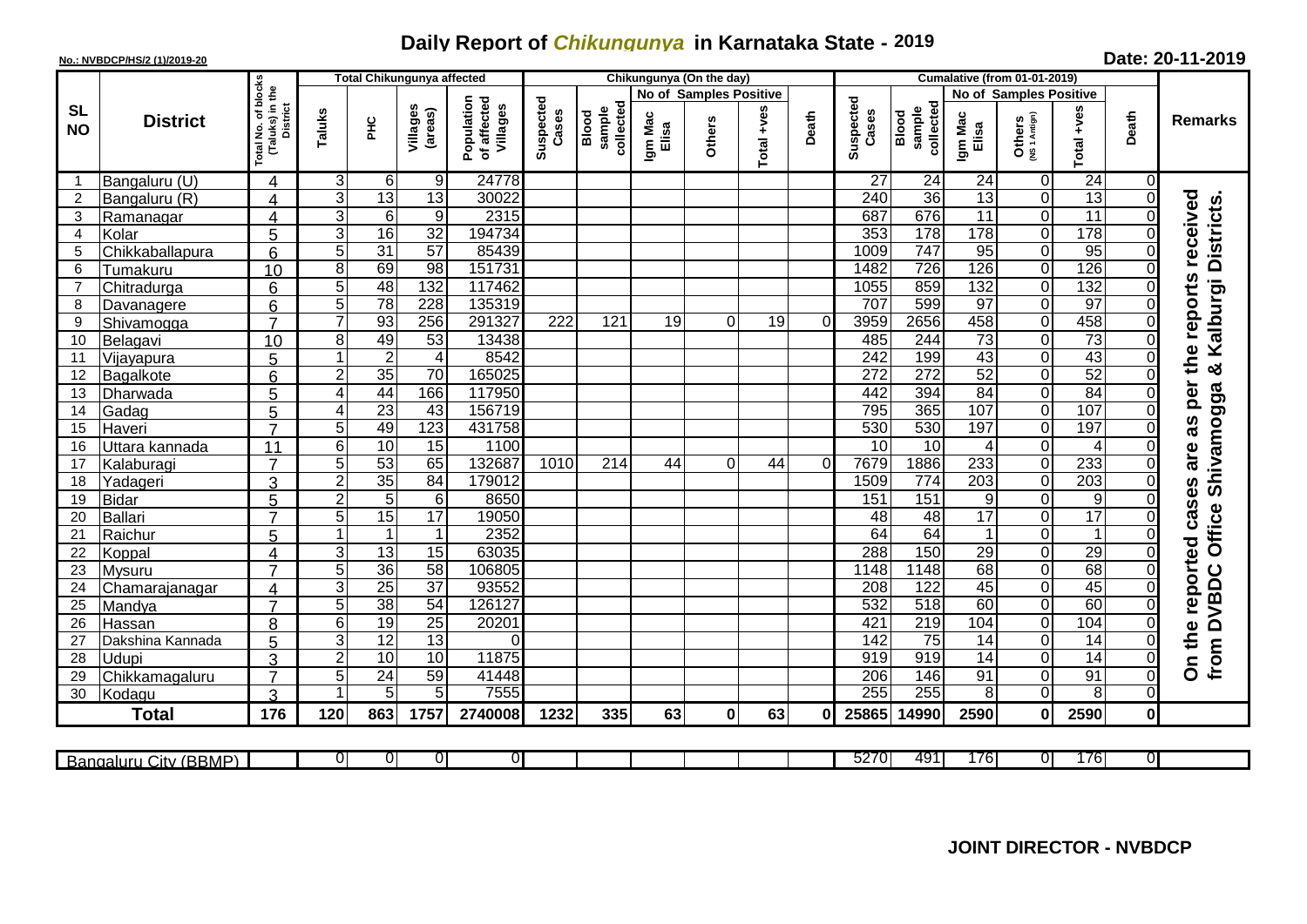# Daily Report of *Chikungunya* in Karnataka State - 2019

**No.: NVBDCP/HS/2 (1)/2019-20**

**Date: 20-11-2019**

| SL NO | District | Total No. of blocks (Taluks) in the District | Total Chikungunya affected | | | | Chikungunya (On the day) | | | | | | Cumalative (from 01-01-2019) | | | | | | Remarks |
|---|---|---|---|---|---|---|---|---|---|---|---|---|---|---|---|---|---|---|---|
| | | | | | | | | | No of Samples Positive | | | | | | No of Samples Positive | | | | |
| | | | Taluks | PHC | Villages (areas) | Population of affected Villages | Suspected Cases | Blood sample collected | Igm Mac Elisa | Others | Total +ves | Death | Suspected Cases | Blood sample collected | Igm Mac Elisa | Others (NS 1 Antign) | Total +ves | Death | |
| 1 | Bangaluru (U) | 4 | 3 | 6 | 9 | 24778 | | | | | | | 27 | 24 | 24 | 0 | 24 | 0 | On the reported cases are as per the reports received from DVBDC Office Shivamogga & Kalburgi Districts. |
| 2 | Bangaluru (R) | 4 | 3 | 13 | 13 | 30022 | | | | | | | 240 | 36 | 13 | 0 | 13 | 0 | |
| 3 | Ramanagar | 4 | 3 | 6 | 9 | 2315 | | | | | | | 687 | 676 | 11 | 0 | 11 | 0 | |
| 4 | Kolar | 5 | 3 | 16 | 32 | 194734 | | | | | | | 353 | 178 | 178 | 0 | 178 | 0 | |
| 5 | Chikkaballapura | 6 | 5 | 31 | 57 | 85439 | | | | | | | 1009 | 747 | 95 | 0 | 95 | 0 | |
| 6 | Tumakuru | 10 | 8 | 69 | 98 | 151731 | | | | | | | 1482 | 726 | 126 | 0 | 126 | 0 | |
| 7 | Chitradurga | 6 | 5 | 48 | 132 | 117462 | | | | | | | 1055 | 859 | 132 | 0 | 132 | 0 | |
| 8 | Davanagere | 6 | 5 | 78 | 228 | 135319 | | | | | | | 707 | 599 | 97 | 0 | 97 | 0 | |
| 9 | Shivamogga | 7 | 7 | 93 | 256 | 291327 | 222 | 121 | 19 | 0 | 19 | 0 | 3959 | 2656 | 458 | 0 | 458 | 0 | |
| 10 | Belagavi | 10 | 8 | 49 | 53 | 13438 | | | | | | | 485 | 244 | 73 | 0 | 73 | 0 | |
| 11 | Vijayapura | 5 | 1 | 2 | 4 | 8542 | | | | | | | 242 | 199 | 43 | 0 | 43 | 0 | |
| 12 | Bagalkote | 6 | 2 | 35 | 70 | 165025 | | | | | | | 272 | 272 | 52 | 0 | 52 | 0 | |
| 13 | Dharwada | 5 | 4 | 44 | 166 | 117950 | | | | | | | 442 | 394 | 84 | 0 | 84 | 0 | |
| 14 | Gadag | 5 | 4 | 23 | 43 | 156719 | | | | | | | 795 | 365 | 107 | 0 | 107 | 0 | |
| 15 | Haveri | 7 | 5 | 49 | 123 | 431758 | | | | | | | 530 | 530 | 197 | 0 | 197 | 0 | |
| 16 | Uttara kannada | 11 | 6 | 10 | 15 | 1100 | | | | | | | 10 | 10 | 4 | 0 | 4 | 0 | |
| 17 | Kalaburagi | 7 | 5 | 53 | 65 | 132687 | 1010 | 214 | 44 | 0 | 44 | 0 | 7679 | 1886 | 233 | 0 | 233 | 0 | |
| 18 | Yadageri | 3 | 2 | 35 | 84 | 179012 | | | | | | | 1509 | 774 | 203 | 0 | 203 | 0 | |
| 19 | Bidar | 5 | 2 | 5 | 6 | 8650 | | | | | | | 151 | 151 | 9 | 0 | 9 | 0 | |
| 20 | Ballari | 7 | 5 | 15 | 17 | 19050 | | | | | | | 48 | 48 | 17 | 0 | 17 | 0 | |
| 21 | Raichur | 5 | 1 | 1 | 1 | 2352 | | | | | | | 64 | 64 | 1 | 0 | 1 | 0 | |
| 22 | Koppal | 4 | 3 | 13 | 15 | 63035 | | | | | | | 288 | 150 | 29 | 0 | 29 | 0 | |
| 23 | Mysuru | 7 | 5 | 36 | 58 | 106805 | | | | | | | 1148 | 1148 | 68 | 0 | 68 | 0 | |
| 24 | Chamarajanagar | 4 | 3 | 25 | 37 | 93552 | | | | | | | 208 | 122 | 45 | 0 | 45 | 0 | |
| 25 | Mandya | 7 | 5 | 38 | 54 | 126127 | | | | | | | 532 | 518 | 60 | 0 | 60 | 0 | |
| 26 | Hassan | 8 | 6 | 19 | 25 | 20201 | | | | | | | 421 | 219 | 104 | 0 | 104 | 0 | |
| 27 | Dakshina Kannada | 5 | 3 | 12 | 13 | 0 | | | | | | | 142 | 75 | 14 | 0 | 14 | 0 | |
| 28 | Udupi | 3 | 2 | 10 | 10 | 11875 | | | | | | | 919 | 919 | 14 | 0 | 14 | 0 | |
| 29 | Chikkamagaluru | 7 | 5 | 24 | 59 | 41448 | | | | | | | 206 | 146 | 91 | 0 | 91 | 0 | |
| 30 | Kodagu | 3 | 1 | 5 | 5 | 7555 | | | | | | | 255 | 255 | 8 | 0 | 8 | 0 | |
| **Total** | | **176** | **120** | **863** | **1757** | **2740008** | **1232** | **335** | **63** | **0** | **63** | **0** | **25865** | **14990** | **2590** | **0** | **2590** | **0** | |

| | | | | | | | | | | | | | | | | | | |
|---|---|---|---|---|---|---|---|---|---|---|---|---|---|---|---|---|---|---|
| Bangaluru City (BBMP) | | 0 | 0 | 0 | 0 | | | | | | | 5270 | 491 | 176 | 0 | 176 | 0 | |

**JOINT DIRECTOR - NVBDCP**